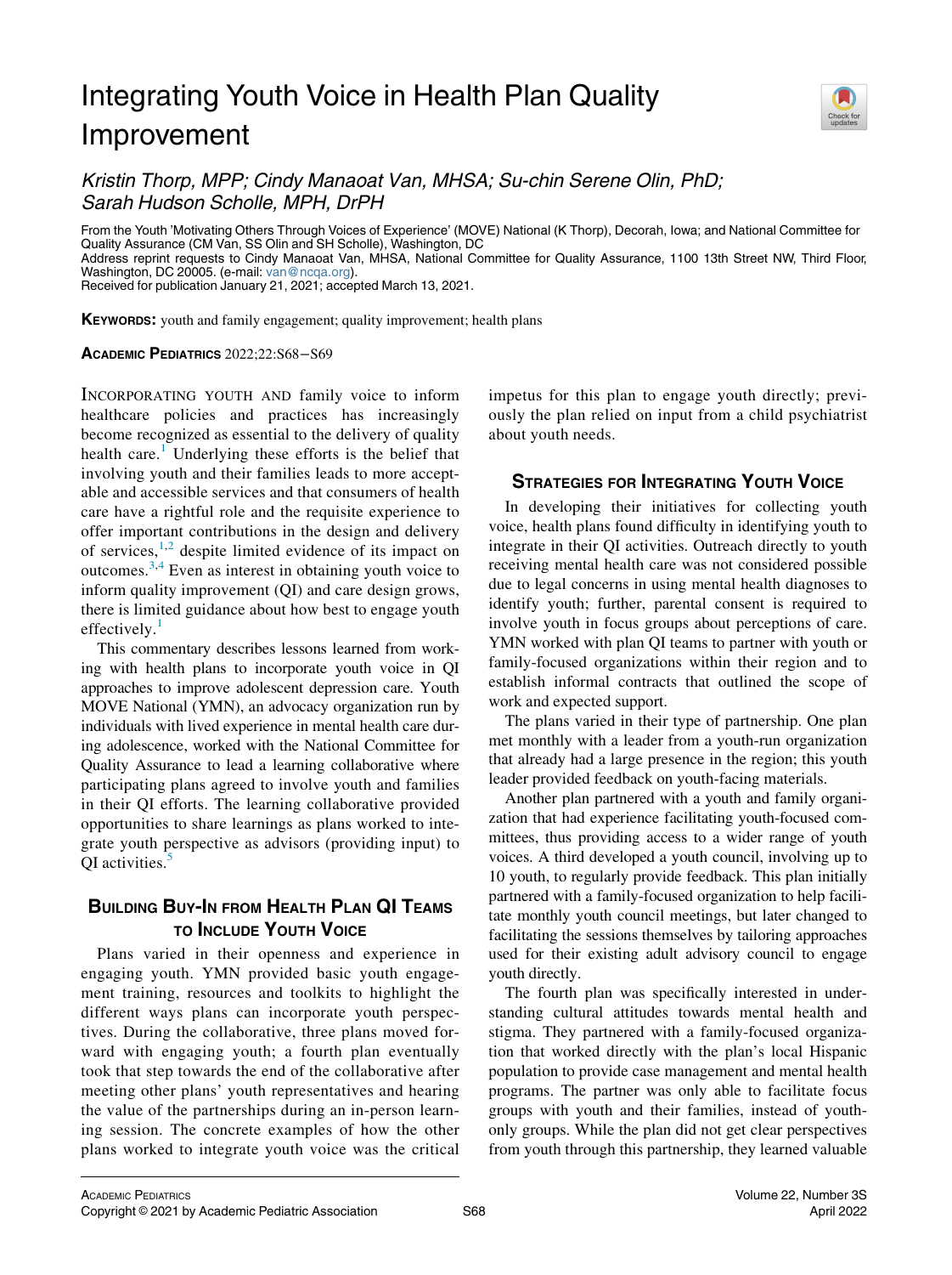# Integrating Youth Voice in Health Plan Quality Improvement

*Kristin Thorp, MPP; Cindy Manaoat Van, MHSA; Su-chin Serene Olin, PhD; Sarah Hudson Scholle, MPH, DrPH*

From the Youth 'Motivating Others Through Voices of Experience' (MOVE) National (K Thorp), Decorah, Iowa; and National Committee for Quality Assurance (CM Van, SS Olin and SH Scholle), Washington, DC

Address reprint requests to Cindy Manaoat Van, MHSA, National Committee for Quality Assurance, 1100 13th Street NW, Third Floor, Washington, DC 20005. (e-mail: van@ncqa.org).

Received for publication January 21, 2021; accepted March 13, 2021.

**KEYWORDS:** youth and family engagement; quality improvement; health plans

INCORPORATING YOUTH AND family voice to inform healthcare policies and practices has increasingly become recognized as essential to the delivery of quality health care.[1] Underlying these efforts is the belief that involving youth and their families leads to more acceptable and accessible services and that consumers of health care have a rightful role and the requisite experience to offer important contributions in the design and delivery of services,[1,2] despite limited evidence of its impact on outcomes.[3,4] Even as interest in obtaining youth voice to inform quality improvement (QI) and care design grows, there is limited guidance about how best to engage youth effectively.[1]

This commentary describes lessons learned from working with health plans to incorporate youth voice in QI approaches to improve adolescent depression care. Youth MOVE National (YMN), an advocacy organization run by individuals with lived experience in mental health care during adolescence, worked with the National Committee for Quality Assurance to lead a learning collaborative where participating plans agreed to involve youth and families in their QI efforts. The learning collaborative provided opportunities to share learnings as plans worked to integrate youth perspective as advisors (providing input) to QI activities.[5]

## Building Buy-In from Health Plan QI Teams to Include Youth Voice

Plans varied in their openness and experience in engaging youth. YMN provided basic youth engagement training, resources and toolkits to highlight the different ways plans can incorporate youth perspectives. During the collaborative, three plans moved forward with engaging youth; a fourth plan eventually took that step towards the end of the collaborative after meeting other plans' youth representatives and hearing the value of the partnerships during an in-person learning session. The concrete examples of how the other plans worked to integrate youth voice was the critical impetus for this plan to engage youth directly; previously the plan relied on input from a child psychiatrist about youth needs.

## Strategies for Integrating Youth Voice

In developing their initiatives for collecting youth voice, health plans found difficulty in identifying youth to integrate in their QI activities. Outreach directly to youth receiving mental health care was not considered possible due to legal concerns in using mental health diagnoses to identify youth; further, parental consent is required to involve youth in focus groups about perceptions of care. YMN worked with plan QI teams to partner with youth or family-focused organizations within their region and to establish informal contracts that outlined the scope of work and expected support.

The plans varied in their type of partnership. One plan met monthly with a leader from a youth-run organization that already had a large presence in the region; this youth leader provided feedback on youth-facing materials.

Another plan partnered with a youth and family organization that had experience facilitating youth-focused committees, thus providing access to a wider range of youth voices. A third developed a youth council, involving up to 10 youth, to regularly provide feedback. This plan initially partnered with a family-focused organization to help facilitate monthly youth council meetings, but later changed to facilitating the sessions themselves by tailoring approaches used for their existing adult advisory council to engage youth directly.

The fourth plan was specifically interested in understanding cultural attitudes towards mental health and stigma. They partnered with a family-focused organization that worked directly with the plan's local Hispanic population to provide case management and mental health programs. The partner was only able to facilitate focus groups with youth and their families, instead of youth-only groups. While the plan did not get clear perspectives from youth through this partnership, they learned valuable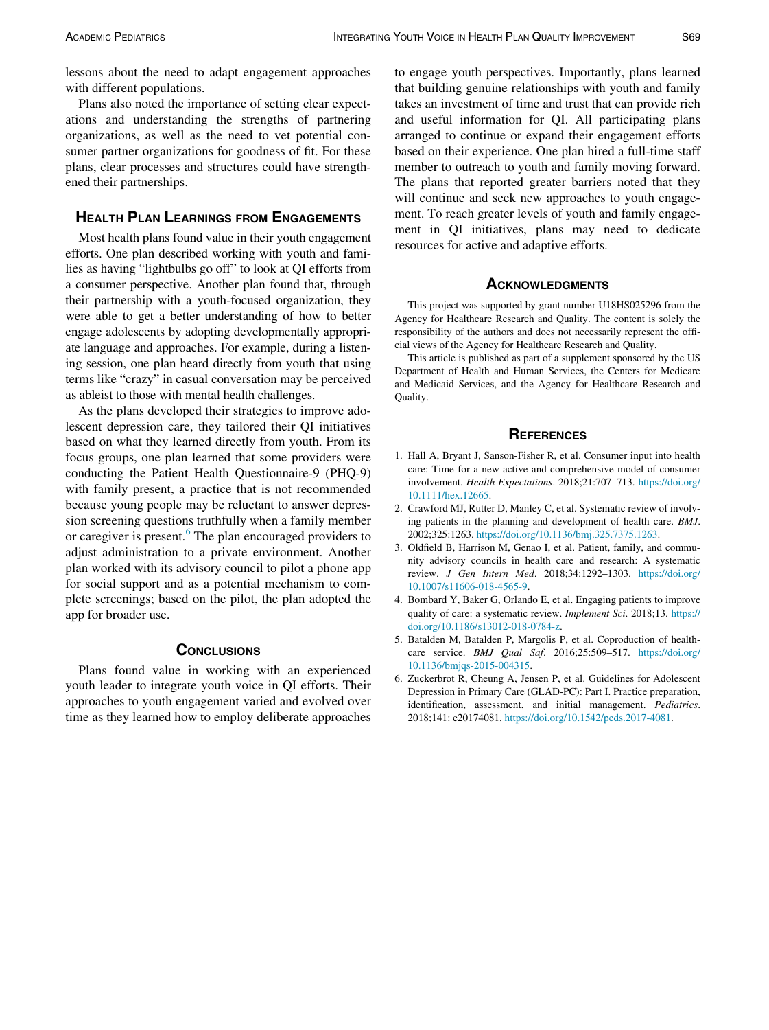lessons about the need to adapt engagement approaches with different populations.

Plans also noted the importance of setting clear expectations and understanding the strengths of partnering organizations, as well as the need to vet potential consumer partner organizations for goodness of fit. For these plans, clear processes and structures could have strengthened their partnerships.

## Health Plan Learnings from Engagements

Most health plans found value in their youth engagement efforts. One plan described working with youth and families as having "lightbulbs go off" to look at QI efforts from a consumer perspective. Another plan found that, through their partnership with a youth-focused organization, they were able to get a better understanding of how to better engage adolescents by adopting developmentally appropriate language and approaches. For example, during a listening session, one plan heard directly from youth that using terms like "crazy" in casual conversation may be perceived as ableist to those with mental health challenges.

As the plans developed their strategies to improve adolescent depression care, they tailored their QI initiatives based on what they learned directly from youth. From its focus groups, one plan learned that some providers were conducting the Patient Health Questionnaire-9 (PHQ-9) with family present, a practice that is not recommended because young people may be reluctant to answer depression screening questions truthfully when a family member or caregiver is present.[6] The plan encouraged providers to adjust administration to a private environment. Another plan worked with its advisory council to pilot a phone app for social support and as a potential mechanism to complete screenings; based on the pilot, the plan adopted the app for broader use.

## Conclusions

Plans found value in working with an experienced youth leader to integrate youth voice in QI efforts. Their approaches to youth engagement varied and evolved over time as they learned how to employ deliberate approaches to engage youth perspectives. Importantly, plans learned that building genuine relationships with youth and family takes an investment of time and trust that can provide rich and useful information for QI. All participating plans arranged to continue or expand their engagement efforts based on their experience. One plan hired a full-time staff member to outreach to youth and family moving forward. The plans that reported greater barriers noted that they will continue and seek new approaches to youth engagement. To reach greater levels of youth and family engagement in QI initiatives, plans may need to dedicate resources for active and adaptive efforts.

## Acknowledgments

This project was supported by grant number U18HS025296 from the Agency for Healthcare Research and Quality. The content is solely the responsibility of the authors and does not necessarily represent the official views of the Agency for Healthcare Research and Quality.

This article is published as part of a supplement sponsored by the US Department of Health and Human Services, the Centers for Medicare and Medicaid Services, and the Agency for Healthcare Research and Quality.

## References

1. Hall A, Bryant J, Sanson-Fisher R, et al. Consumer input into health care: Time for a new active and comprehensive model of consumer involvement. *Health Expectations*. 2018;21:707–713. https://doi.org/10.1111/hex.12665.
2. Crawford MJ, Rutter D, Manley C, et al. Systematic review of involving patients in the planning and development of health care. *BMJ*. 2002;325:1263. https://doi.org/10.1136/bmj.325.7375.1263.
3. Oldfield B, Harrison M, Genao I, et al. Patient, family, and community advisory councils in health care and research: A systematic review. *J Gen Intern Med*. 2018;34:1292–1303. https://doi.org/10.1007/s11606-018-4565-9.
4. Bombard Y, Baker G, Orlando E, et al. Engaging patients to improve quality of care: a systematic review. *Implement Sci*. 2018;13. https://doi.org/10.1186/s13012-018-0784-z.
5. Batalden M, Batalden P, Margolis P, et al. Coproduction of healthcare service. *BMJ Qual Saf*. 2016;25:509–517. https://doi.org/10.1136/bmjqs-2015-004315.
6. Zuckerbrot R, Cheung A, Jensen P, et al. Guidelines for Adolescent Depression in Primary Care (GLAD-PC): Part I. Practice preparation, identification, assessment, and initial management. *Pediatrics*. 2018;141: e20174081. https://doi.org/10.1542/peds.2017-4081.